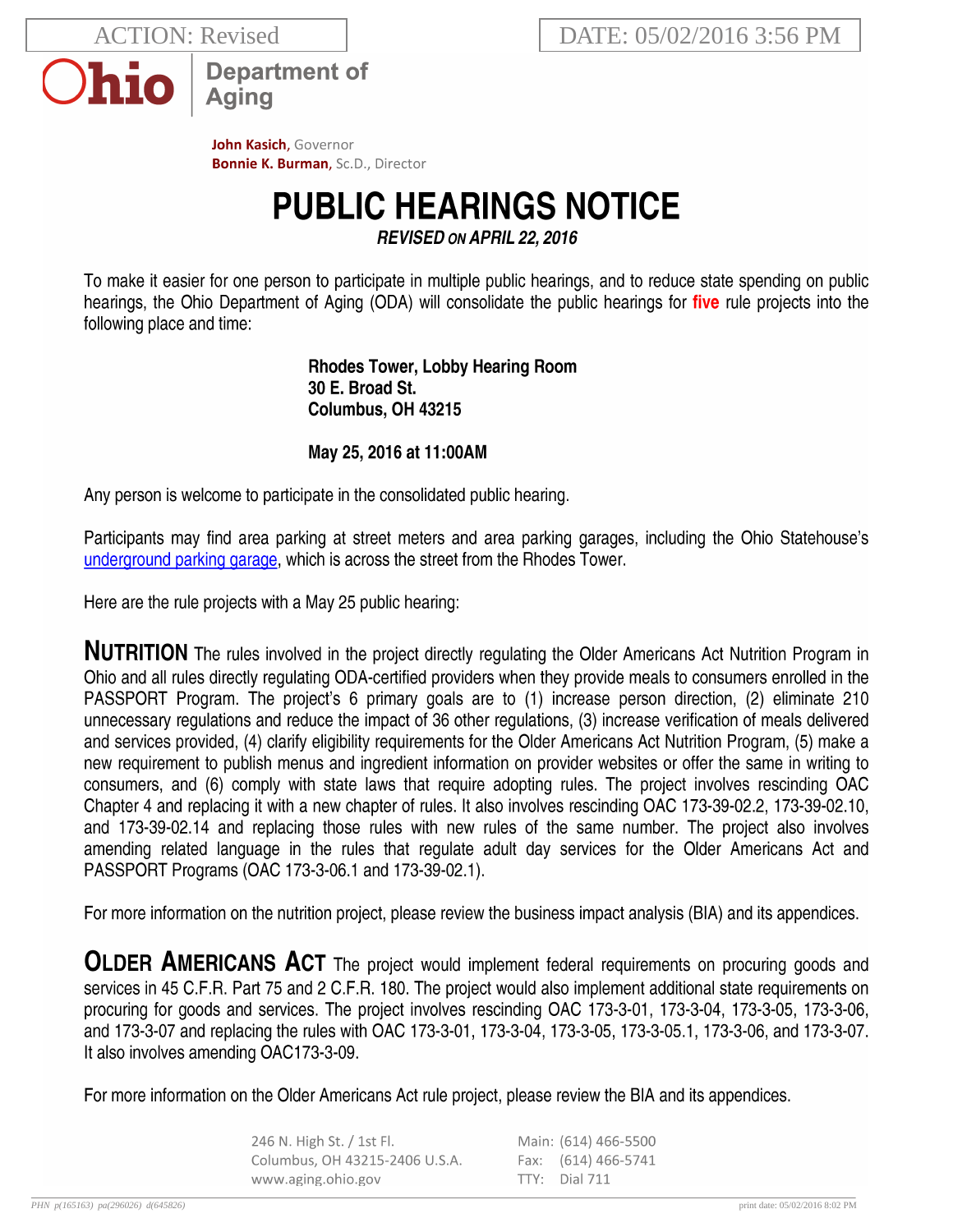ACTION: Revised

DATE: 05/02/2016 3:56 PM

Ohio | Department of Aging

**John Kasich**, Governor
**Bonnie K. Burman**, Sc.D., Director

# PUBLIC HEARINGS NOTICE

***REVISED ON APRIL 22, 2016***

To make it easier for one person to participate in multiple public hearings, and to reduce state spending on public hearings, the Ohio Department of Aging (ODA) will consolidate the public hearings for **five** rule projects into the following place and time:

**Rhodes Tower, Lobby Hearing Room**
**30 E. Broad St.**
**Columbus, OH 43215**

**May 25, 2016 at 11:00AM**

Any person is welcome to participate in the consolidated public hearing.

Participants may find area parking at street meters and area parking garages, including the Ohio Statehouse's underground parking garage, which is across the street from the Rhodes Tower.

Here are the rule projects with a May 25 public hearing:

**NUTRITION** The rules involved in the project directly regulating the Older Americans Act Nutrition Program in Ohio and all rules directly regulating ODA-certified providers when they provide meals to consumers enrolled in the PASSPORT Program. The project's 6 primary goals are to (1) increase person direction, (2) eliminate 210 unnecessary regulations and reduce the impact of 36 other regulations, (3) increase verification of meals delivered and services provided, (4) clarify eligibility requirements for the Older Americans Act Nutrition Program, (5) make a new requirement to publish menus and ingredient information on provider websites or offer the same in writing to consumers, and (6) comply with state laws that require adopting rules. The project involves rescinding OAC Chapter 4 and replacing it with a new chapter of rules. It also involves rescinding OAC 173-39-02.2, 173-39-02.10, and 173-39-02.14 and replacing those rules with new rules of the same number. The project also involves amending related language in the rules that regulate adult day services for the Older Americans Act and PASSPORT Programs (OAC 173-3-06.1 and 173-39-02.1).

For more information on the nutrition project, please review the business impact analysis (BIA) and its appendices.

**OLDER AMERICANS ACT** The project would implement federal requirements on procuring goods and services in 45 C.F.R. Part 75 and 2 C.F.R. 180. The project would also implement additional state requirements on procuring for goods and services. The project involves rescinding OAC 173-3-01, 173-3-04, 173-3-05, 173-3-06, and 173-3-07 and replacing the rules with OAC 173-3-01, 173-3-04, 173-3-05, 173-3-05.1, 173-3-06, and 173-3-07. It also involves amending OAC173-3-09.

For more information on the Older Americans Act rule project, please review the BIA and its appendices.

246 N. High St. / 1st Fl.
Columbus, OH 43215-2406 U.S.A.
www.aging.ohio.gov

Main: (614) 466-5500
Fax: (614) 466-5741
TTY: Dial 711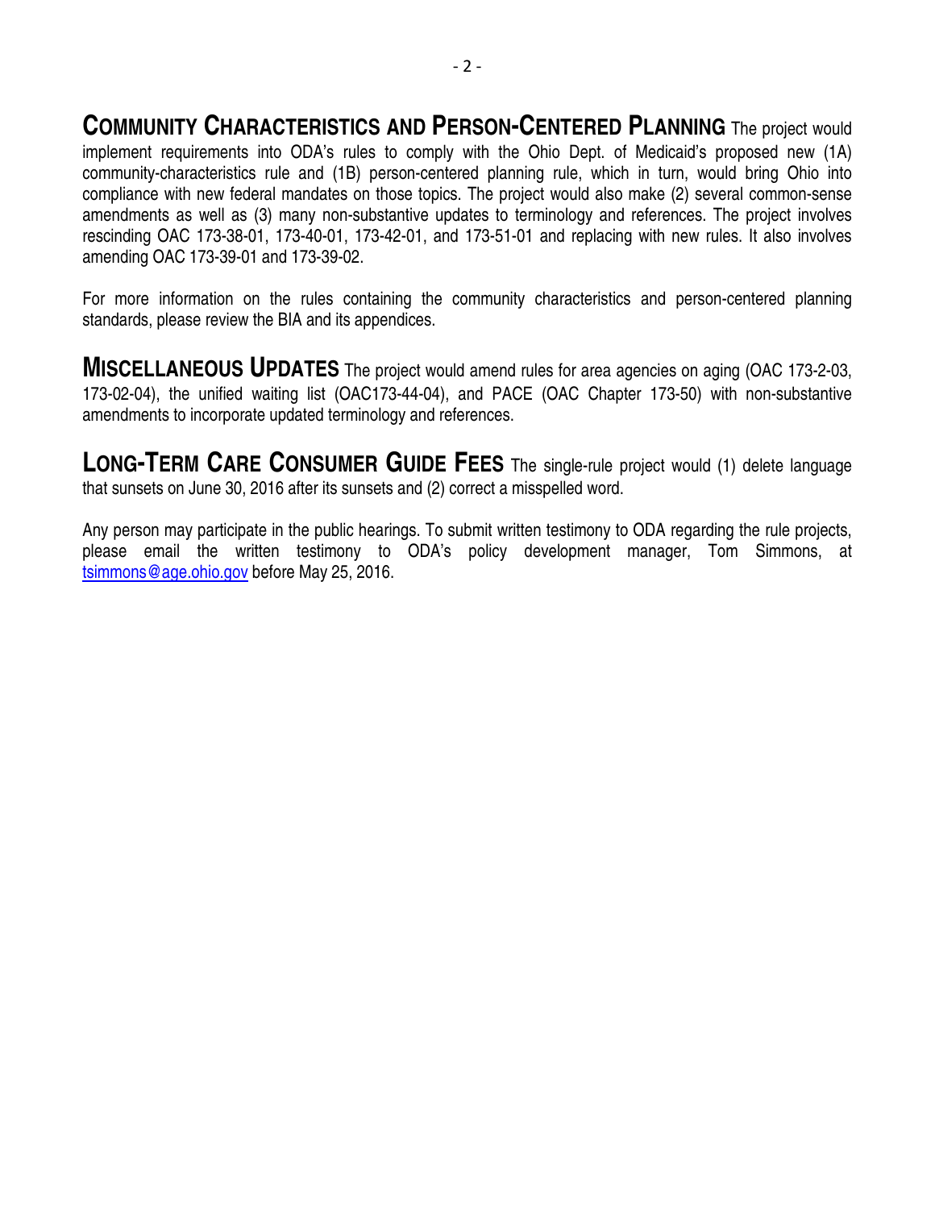**COMMUNITY CHARACTERISTICS AND PERSON-CENTERED PLANNING** The project would implement requirements into ODA's rules to comply with the Ohio Dept. of Medicaid's proposed new (1A) community-characteristics rule and (1B) person-centered planning rule, which in turn, would bring Ohio into compliance with new federal mandates on those topics. The project would also make (2) several common-sense amendments as well as (3) many non-substantive updates to terminology and references. The project involves rescinding OAC 173-38-01, 173-40-01, 173-42-01, and 173-51-01 and replacing with new rules. It also involves amending OAC 173-39-01 and 173-39-02.

For more information on the rules containing the community characteristics and person-centered planning standards, please review the BIA and its appendices.

**MISCELLANEOUS UPDATES** The project would amend rules for area agencies on aging (OAC 173-2-03, 173-02-04), the unified waiting list (OAC173-44-04), and PACE (OAC Chapter 173-50) with non-substantive amendments to incorporate updated terminology and references.

**LONG-TERM CARE CONSUMER GUIDE FEES** The single-rule project would (1) delete language that sunsets on June 30, 2016 after its sunsets and (2) correct a misspelled word.

Any person may participate in the public hearings. To submit written testimony to ODA regarding the rule projects, please email the written testimony to ODA's policy development manager, Tom Simmons, at tsimmons@age.ohio.gov before May 25, 2016.